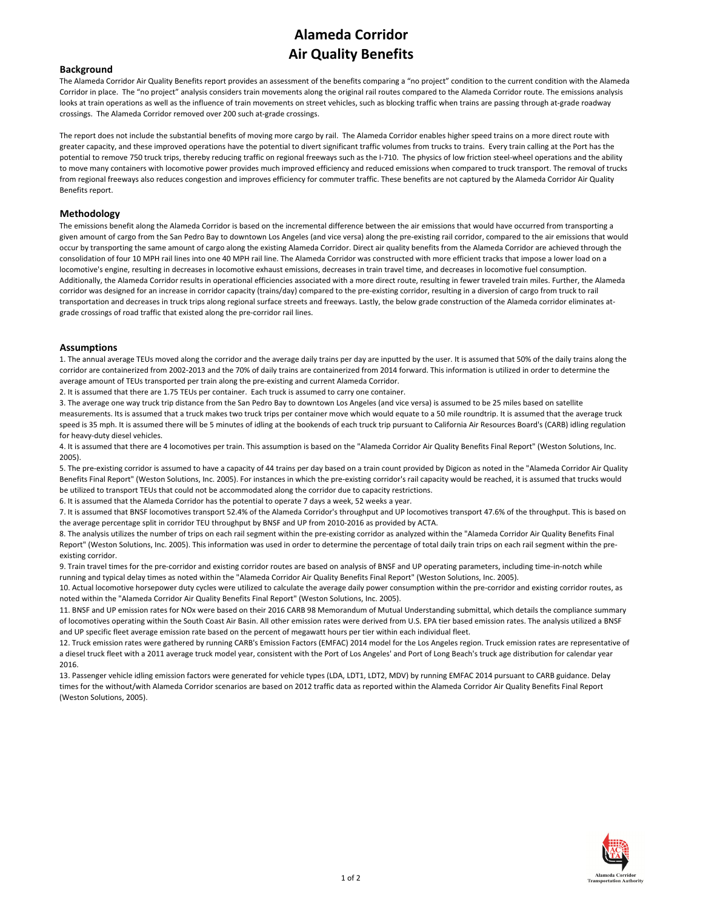# Alameda Corridor
# Air Quality Benefits

## Background

The Alameda Corridor Air Quality Benefits report provides an assessment of the benefits comparing a "no project" condition to the current condition with the Alameda Corridor in place. The "no project" analysis considers train movements along the original rail routes compared to the Alameda Corridor route. The emissions analysis looks at train operations as well as the influence of train movements on street vehicles, such as blocking traffic when trains are passing through at-grade roadway crossings. The Alameda Corridor removed over 200 such at-grade crossings.

The report does not include the substantial benefits of moving more cargo by rail. The Alameda Corridor enables higher speed trains on a more direct route with greater capacity, and these improved operations have the potential to divert significant traffic volumes from trucks to trains. Every train calling at the Port has the potential to remove 750 truck trips, thereby reducing traffic on regional freeways such as the I-710. The physics of low friction steel-wheel operations and the ability to move many containers with locomotive power provides much improved efficiency and reduced emissions when compared to truck transport. The removal of trucks from regional freeways also reduces congestion and improves efficiency for commuter traffic. These benefits are not captured by the Alameda Corridor Air Quality Benefits report.

## Methodology

The emissions benefit along the Alameda Corridor is based on the incremental difference between the air emissions that would have occurred from transporting a given amount of cargo from the San Pedro Bay to downtown Los Angeles (and vice versa) along the pre-existing rail corridor, compared to the air emissions that would occur by transporting the same amount of cargo along the existing Alameda Corridor. Direct air quality benefits from the Alameda Corridor are achieved through the consolidation of four 10 MPH rail lines into one 40 MPH rail line. The Alameda Corridor was constructed with more efficient tracks that impose a lower load on a locomotive's engine, resulting in decreases in locomotive exhaust emissions, decreases in train travel time, and decreases in locomotive fuel consumption. Additionally, the Alameda Corridor results in operational efficiencies associated with a more direct route, resulting in fewer traveled train miles. Further, the Alameda corridor was designed for an increase in corridor capacity (trains/day) compared to the pre-existing corridor, resulting in a diversion of cargo from truck to rail transportation and decreases in truck trips along regional surface streets and freeways. Lastly, the below grade construction of the Alameda corridor eliminates at-grade crossings of road traffic that existed along the pre-corridor rail lines.

## Assumptions

1. The annual average TEUs moved along the corridor and the average daily trains per day are inputted by the user. It is assumed that 50% of the daily trains along the corridor are containerized from 2002-2013 and the 70% of daily trains are containerized from 2014 forward. This information is utilized in order to determine the average amount of TEUs transported per train along the pre-existing and current Alameda Corridor.
2. It is assumed that there are 1.75 TEUs per container. Each truck is assumed to carry one container.
3. The average one way truck trip distance from the San Pedro Bay to downtown Los Angeles (and vice versa) is assumed to be 25 miles based on satellite measurements. Its is assumed that a truck makes two truck trips per container move which would equate to a 50 mile roundtrip. It is assumed that the average truck speed is 35 mph. It is assumed there will be 5 minutes of idling at the bookends of each truck trip pursuant to California Air Resources Board's (CARB) idling regulation for heavy-duty diesel vehicles.
4. It is assumed that there are 4 locomotives per train. This assumption is based on the "Alameda Corridor Air Quality Benefits Final Report" (Weston Solutions, Inc. 2005).
5. The pre-existing corridor is assumed to have a capacity of 44 trains per day based on a train count provided by Digicon as noted in the "Alameda Corridor Air Quality Benefits Final Report" (Weston Solutions, Inc. 2005). For instances in which the pre-existing corridor's rail capacity would be reached, it is assumed that trucks would be utilized to transport TEUs that could not be accommodated along the corridor due to capacity restrictions.
6. It is assumed that the Alameda Corridor has the potential to operate 7 days a week, 52 weeks a year.
7. It is assumed that BNSF locomotives transport 52.4% of the Alameda Corridor's throughput and UP locomotives transport 47.6% of the throughput. This is based on the average percentage split in corridor TEU throughput by BNSF and UP from 2010-2016 as provided by ACTA.
8. The analysis utilizes the number of trips on each rail segment within the pre-existing corridor as analyzed within the "Alameda Corridor Air Quality Benefits Final Report" (Weston Solutions, Inc. 2005). This information was used in order to determine the percentage of total daily train trips on each rail segment within the pre-existing corridor.
9. Train travel times for the pre-corridor and existing corridor routes are based on analysis of BNSF and UP operating parameters, including time-in-notch while running and typical delay times as noted within the "Alameda Corridor Air Quality Benefits Final Report" (Weston Solutions, Inc. 2005).
10. Actual locomotive horsepower duty cycles were utilized to calculate the average daily power consumption within the pre-corridor and existing corridor routes, as noted within the "Alameda Corridor Air Quality Benefits Final Report" (Weston Solutions, Inc. 2005).
11. BNSF and UP emission rates for NOx were based on their 2016 CARB 98 Memorandum of Mutual Understanding submittal, which details the compliance summary of locomotives operating within the South Coast Air Basin. All other emission rates were derived from U.S. EPA tier based emission rates. The analysis utilized a BNSF and UP specific fleet average emission rate based on the percent of megawatt hours per tier within each individual fleet.
12. Truck emission rates were gathered by running CARB's Emission Factors (EMFAC) 2014 model for the Los Angeles region. Truck emission rates are representative of a diesel truck fleet with a 2011 average truck model year, consistent with the Port of Los Angeles' and Port of Long Beach's truck age distribution for calendar year 2016.
13. Passenger vehicle idling emission factors were generated for vehicle types (LDA, LDT1, LDT2, MDV) by running EMFAC 2014 pursuant to CARB guidance. Delay times for the without/with Alameda Corridor scenarios are based on 2012 traffic data as reported within the Alameda Corridor Air Quality Benefits Final Report (Weston Solutions, 2005).

Alameda Corridor Transportation Authority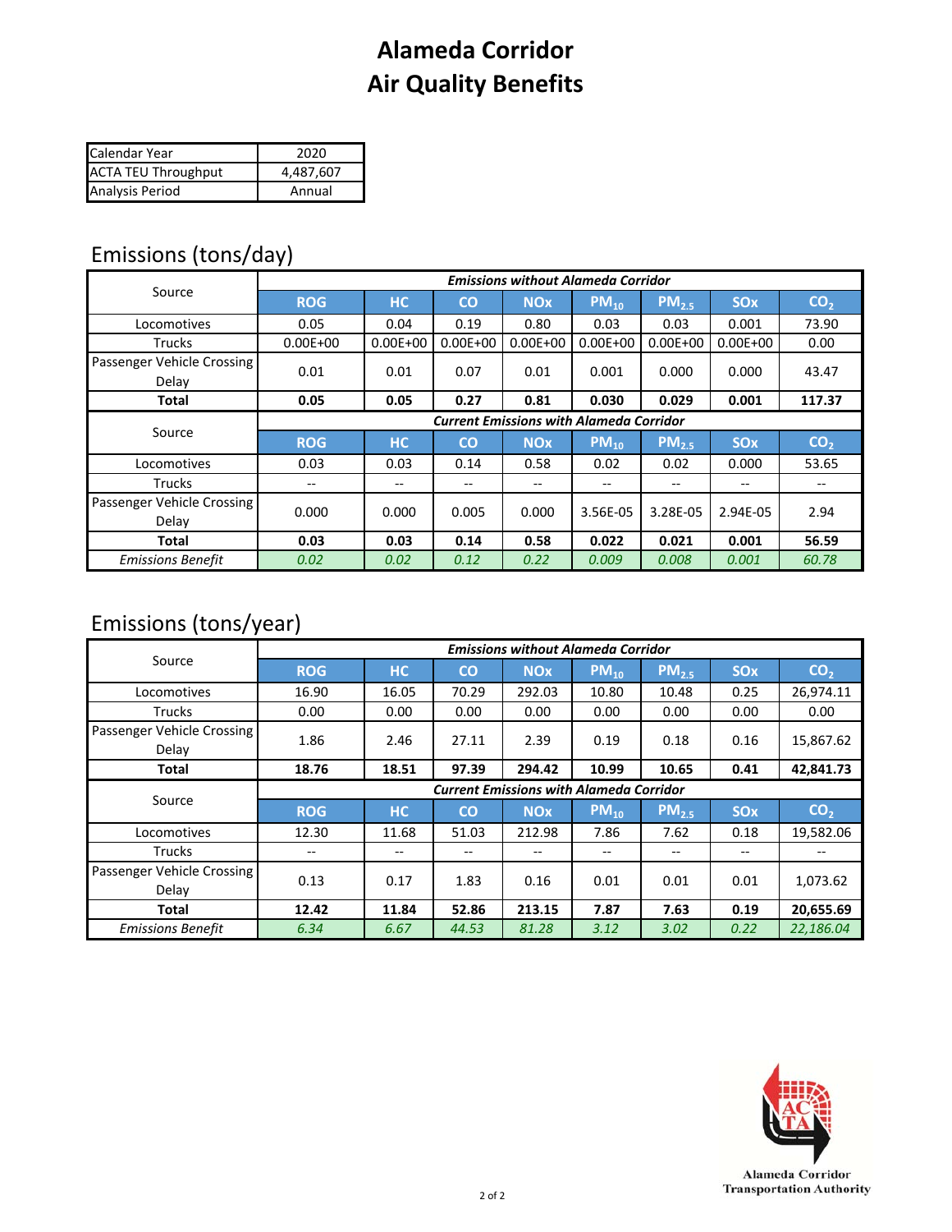# Alameda Corridor
# Air Quality Benefits

| | |
|---|---|
| Calendar Year | 2020 |
| ACTA TEU Throughput | 4,487,607 |
| Analysis Period | Annual |

## Emissions (tons/day)

| Source | *Emissions without Alameda Corridor* | | | | | | | |
|---|---|---|---|---|---|---|---|---|
| | ROG | HC | CO | NOx | $PM_{10}$ | $PM_{2.5}$ | SOx | $CO_2$ |
| Locomotives | 0.05 | 0.04 | 0.19 | 0.80 | 0.03 | 0.03 | 0.001 | 73.90 |
| Trucks | 0.00E+00 | 0.00E+00 | 0.00E+00 | 0.00E+00 | 0.00E+00 | 0.00E+00 | 0.00E+00 | 0.00 |
| Passenger Vehicle Crossing Delay | 0.01 | 0.01 | 0.07 | 0.01 | 0.001 | 0.000 | 0.000 | 43.47 |
| **Total** | **0.05** | **0.05** | **0.27** | **0.81** | **0.030** | **0.029** | **0.001** | **117.37** |
| Source | *Current Emissions with Alameda Corridor* | | | | | | | |
| | ROG | HC | CO | NOx | $PM_{10}$ | $PM_{2.5}$ | SOx | $CO_2$ |
| Locomotives | 0.03 | 0.03 | 0.14 | 0.58 | 0.02 | 0.02 | 0.000 | 53.65 |
| Trucks | -- | -- | -- | -- | -- | -- | -- | -- |
| Passenger Vehicle Crossing Delay | 0.000 | 0.000 | 0.005 | 0.000 | 3.56E-05 | 3.28E-05 | 2.94E-05 | 2.94 |
| **Total** | **0.03** | **0.03** | **0.14** | **0.58** | **0.022** | **0.021** | **0.001** | **56.59** |
| *Emissions Benefit* | *0.02* | *0.02* | *0.12* | *0.22* | *0.009* | *0.008* | *0.001* | *60.78* |

## Emissions (tons/year)

| Source | *Emissions without Alameda Corridor* | | | | | | | |
|---|---|---|---|---|---|---|---|---|
| | ROG | HC | CO | NOx | $PM_{10}$ | $PM_{2.5}$ | SOx | $CO_2$ |
| Locomotives | 16.90 | 16.05 | 70.29 | 292.03 | 10.80 | 10.48 | 0.25 | 26,974.11 |
| Trucks | 0.00 | 0.00 | 0.00 | 0.00 | 0.00 | 0.00 | 0.00 | 0.00 |
| Passenger Vehicle Crossing Delay | 1.86 | 2.46 | 27.11 | 2.39 | 0.19 | 0.18 | 0.16 | 15,867.62 |
| **Total** | **18.76** | **18.51** | **97.39** | **294.42** | **10.99** | **10.65** | **0.41** | **42,841.73** |
| Source | *Current Emissions with Alameda Corridor* | | | | | | | |
| | ROG | HC | CO | NOx | $PM_{10}$ | $PM_{2.5}$ | SOx | $CO_2$ |
| Locomotives | 12.30 | 11.68 | 51.03 | 212.98 | 7.86 | 7.62 | 0.18 | 19,582.06 |
| Trucks | -- | -- | -- | -- | -- | -- | -- | -- |
| Passenger Vehicle Crossing Delay | 0.13 | 0.17 | 1.83 | 0.16 | 0.01 | 0.01 | 0.01 | 1,073.62 |
| **Total** | **12.42** | **11.84** | **52.86** | **213.15** | **7.87** | **7.63** | **0.19** | **20,655.69** |
| *Emissions Benefit* | *6.34* | *6.67* | *44.53* | *81.28* | *3.12* | *3.02* | *0.22* | *22,186.04* |

Alameda Corridor Transportation Authority